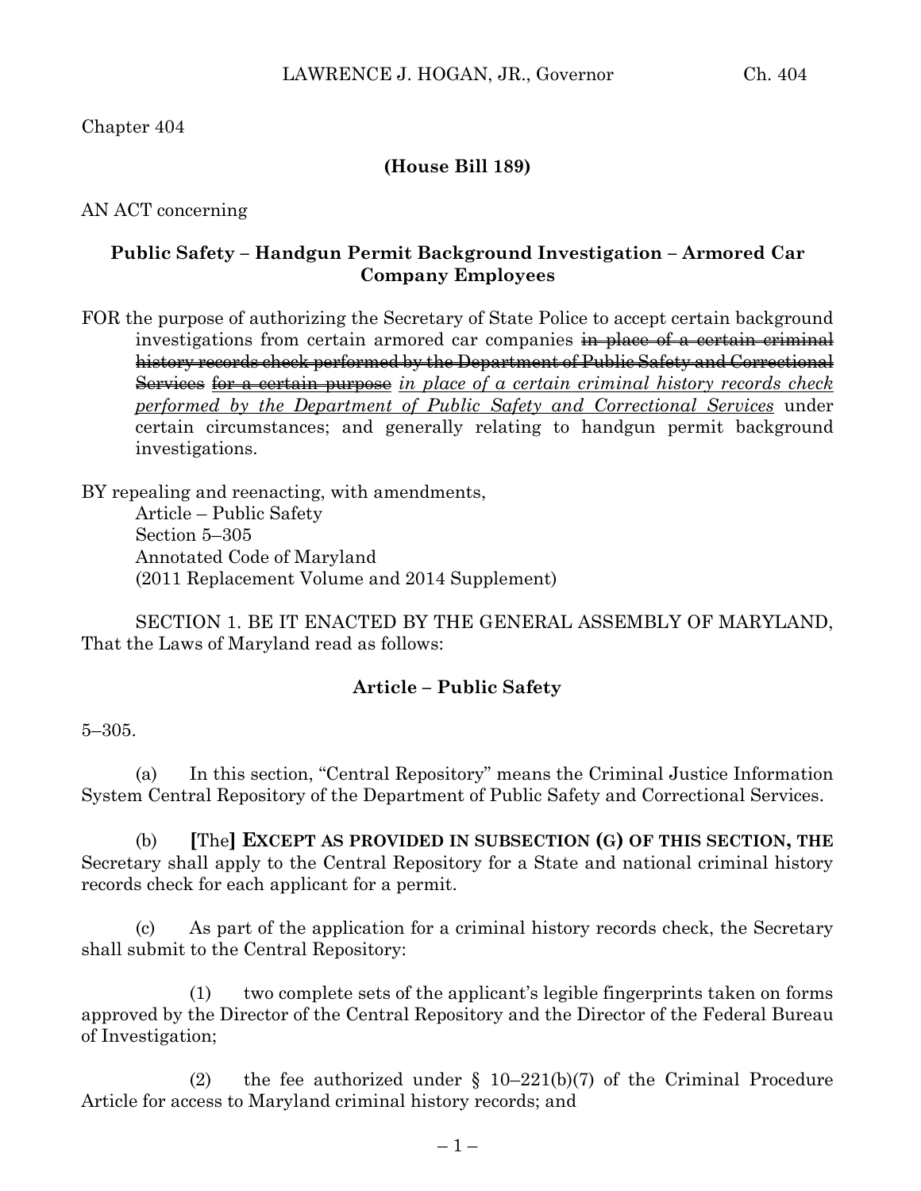Chapter 404

**(House Bill 189)**

AN ACT concerning

## Public Safety – Handgun Permit Background Investigation – Armored Car Company Employees

FOR the purpose of authorizing the Secretary of State Police to accept certain background investigations from certain armored car companies ~~in place of a certain criminal history records check performed by the Department of Public Safety and Correctional Services~~ ~~for a certain purpose~~ *in place of a certain criminal history records check performed by the Department of Public Safety and Correctional Services* under certain circumstances; and generally relating to handgun permit background investigations.

BY repealing and reenacting, with amendments,
Article – Public Safety
Section 5–305
Annotated Code of Maryland
(2011 Replacement Volume and 2014 Supplement)

SECTION 1. BE IT ENACTED BY THE GENERAL ASSEMBLY OF MARYLAND, That the Laws of Maryland read as follows:

### Article – Public Safety

5–305.

(a) In this section, "Central Repository" means the Criminal Justice Information System Central Repository of the Department of Public Safety and Correctional Services.

(b) **[**The**] EXCEPT AS PROVIDED IN SUBSECTION (G) OF THIS SECTION, THE** Secretary shall apply to the Central Repository for a State and national criminal history records check for each applicant for a permit.

(c) As part of the application for a criminal history records check, the Secretary shall submit to the Central Repository:

(1) two complete sets of the applicant's legible fingerprints taken on forms approved by the Director of the Central Repository and the Director of the Federal Bureau of Investigation;

(2) the fee authorized under § 10–221(b)(7) of the Criminal Procedure Article for access to Maryland criminal history records; and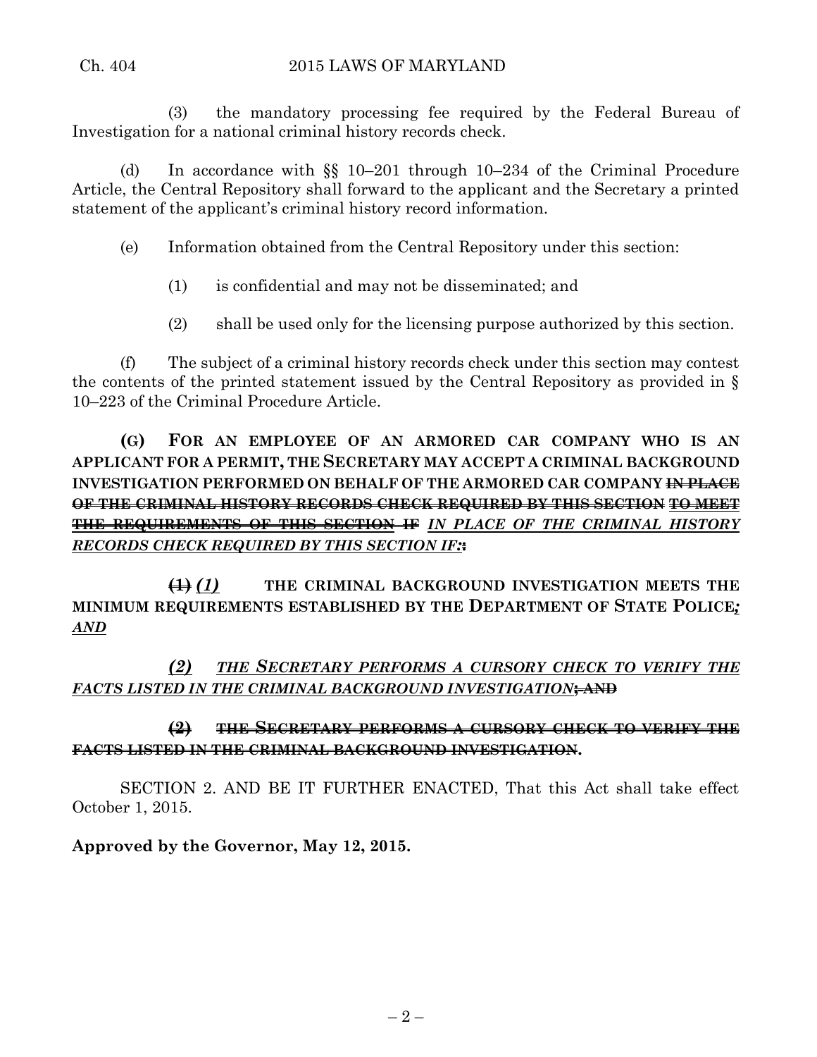(3) the mandatory processing fee required by the Federal Bureau of Investigation for a national criminal history records check.

(d) In accordance with §§ 10–201 through 10–234 of the Criminal Procedure Article, the Central Repository shall forward to the applicant and the Secretary a printed statement of the applicant's criminal history record information.

(e) Information obtained from the Central Repository under this section:

(1) is confidential and may not be disseminated; and

(2) shall be used only for the licensing purpose authorized by this section.

(f) The subject of a criminal history records check under this section may contest the contents of the printed statement issued by the Central Repository as provided in § 10–223 of the Criminal Procedure Article.

**(G) FOR AN EMPLOYEE OF AN ARMORED CAR COMPANY WHO IS AN APPLICANT FOR A PERMIT, THE SECRETARY MAY ACCEPT A CRIMINAL BACKGROUND INVESTIGATION PERFORMED ON BEHALF OF THE ARMORED CAR COMPANY ~~IN PLACE OF THE CRIMINAL HISTORY RECORDS CHECK REQUIRED BY THIS SECTION~~ ~~TO MEET THE REQUIREMENTS OF THIS SECTION IF~~** ***IN PLACE OF THE CRIMINAL HISTORY RECORDS CHECK REQUIRED BY THIS SECTION IF:*~~:~~**

**~~(1)~~** ***(1)*** **THE CRIMINAL BACKGROUND INVESTIGATION MEETS THE MINIMUM REQUIREMENTS ESTABLISHED BY THE DEPARTMENT OF STATE POLICE*; AND***

***(2) THE SECRETARY PERFORMS A CURSORY CHECK TO VERIFY THE FACTS LISTED IN THE CRIMINAL BACKGROUND INVESTIGATION*~~; AND~~**

**~~(2) THE SECRETARY PERFORMS A CURSORY CHECK TO VERIFY THE FACTS LISTED IN THE CRIMINAL BACKGROUND INVESTIGATION~~.**

SECTION 2. AND BE IT FURTHER ENACTED, That this Act shall take effect October 1, 2015.

**Approved by the Governor, May 12, 2015.**